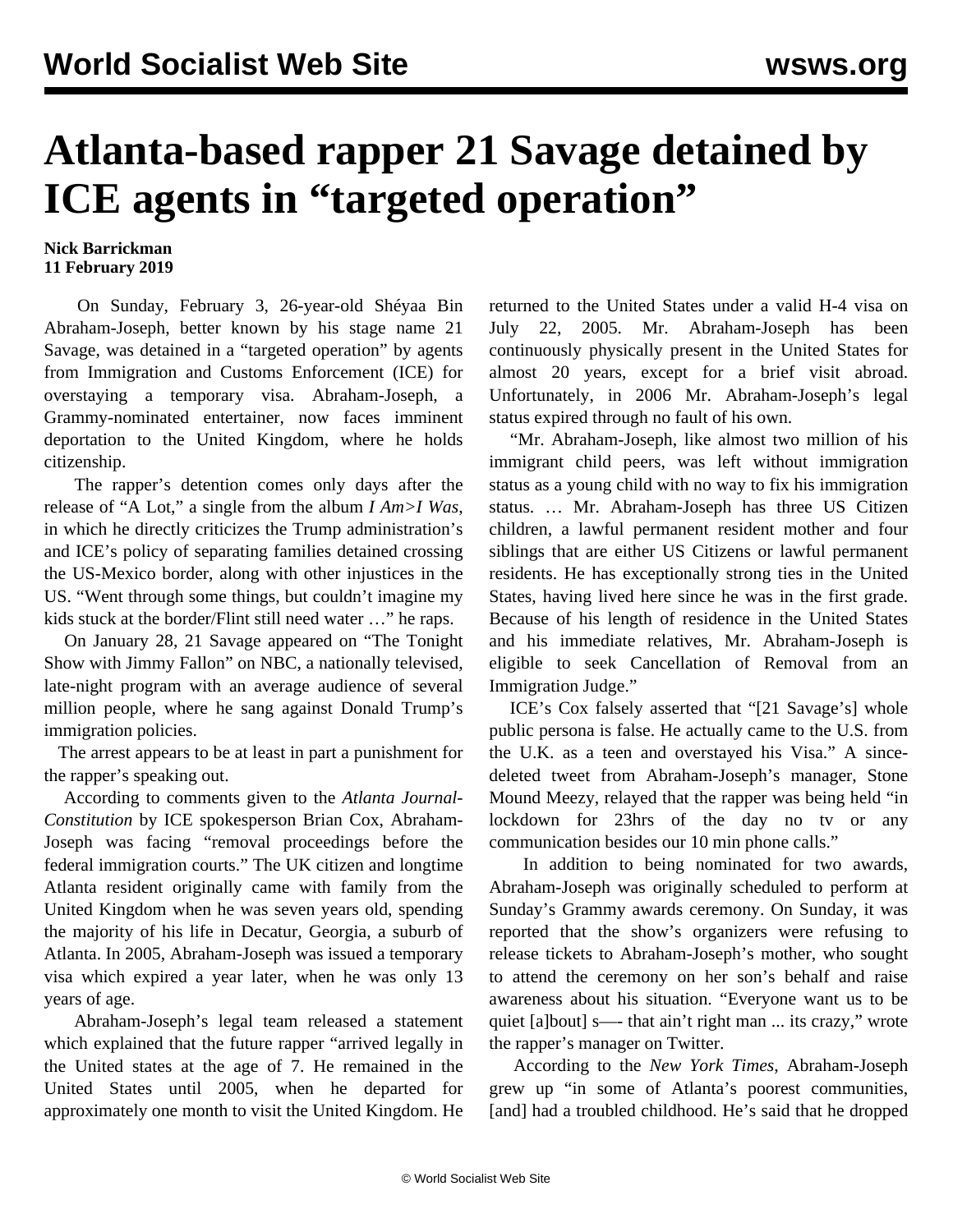# Atlanta-based rapper 21 Savage detained by ICE agents in "targeted operation"

**Nick Barrickman**
**11 February 2019**

On Sunday, February 3, 26-year-old Shéyaa Bin Abraham-Joseph, better known by his stage name 21 Savage, was detained in a "targeted operation" by agents from Immigration and Customs Enforcement (ICE) for overstaying a temporary visa. Abraham-Joseph, a Grammy-nominated entertainer, now faces imminent deportation to the United Kingdom, where he holds citizenship.

The rapper's detention comes only days after the release of "A Lot," a single from the album *I Am>I Was*, in which he directly criticizes the Trump administration's and ICE's policy of separating families detained crossing the US-Mexico border, along with other injustices in the US. "Went through some things, but couldn't imagine my kids stuck at the border/Flint still need water …" he raps.

On January 28, 21 Savage appeared on "The Tonight Show with Jimmy Fallon" on NBC, a nationally televised, late-night program with an average audience of several million people, where he sang against Donald Trump's immigration policies.

The arrest appears to be at least in part a punishment for the rapper's speaking out.

According to comments given to the *Atlanta Journal-Constitution* by ICE spokesperson Brian Cox, Abraham-Joseph was facing "removal proceedings before the federal immigration courts." The UK citizen and longtime Atlanta resident originally came with family from the United Kingdom when he was seven years old, spending the majority of his life in Decatur, Georgia, a suburb of Atlanta. In 2005, Abraham-Joseph was issued a temporary visa which expired a year later, when he was only 13 years of age.

Abraham-Joseph's legal team released a statement which explained that the future rapper "arrived legally in the United states at the age of 7. He remained in the United States until 2005, when he departed for approximately one month to visit the United Kingdom. He returned to the United States under a valid H-4 visa on July 22, 2005. Mr. Abraham-Joseph has been continuously physically present in the United States for almost 20 years, except for a brief visit abroad. Unfortunately, in 2006 Mr. Abraham-Joseph's legal status expired through no fault of his own.

"Mr. Abraham-Joseph, like almost two million of his immigrant child peers, was left without immigration status as a young child with no way to fix his immigration status. … Mr. Abraham-Joseph has three US Citizen children, a lawful permanent resident mother and four siblings that are either US Citizens or lawful permanent residents. He has exceptionally strong ties in the United States, having lived here since he was in the first grade. Because of his length of residence in the United States and his immediate relatives, Mr. Abraham-Joseph is eligible to seek Cancellation of Removal from an Immigration Judge."

ICE's Cox falsely asserted that "[21 Savage's] whole public persona is false. He actually came to the U.S. from the U.K. as a teen and overstayed his Visa." A since-deleted tweet from Abraham-Joseph's manager, Stone Mound Meezy, relayed that the rapper was being held "in lockdown for 23hrs of the day no tv or any communication besides our 10 min phone calls."

In addition to being nominated for two awards, Abraham-Joseph was originally scheduled to perform at Sunday's Grammy awards ceremony. On Sunday, it was reported that the show's organizers were refusing to release tickets to Abraham-Joseph's mother, who sought to attend the ceremony on her son's behalf and raise awareness about his situation. "Everyone want us to be quiet [a]bout] s—- that ain't right man ... its crazy," wrote the rapper's manager on Twitter.

According to the *New York Times*, Abraham-Joseph grew up "in some of Atlanta's poorest communities, [and] had a troubled childhood. He's said that he dropped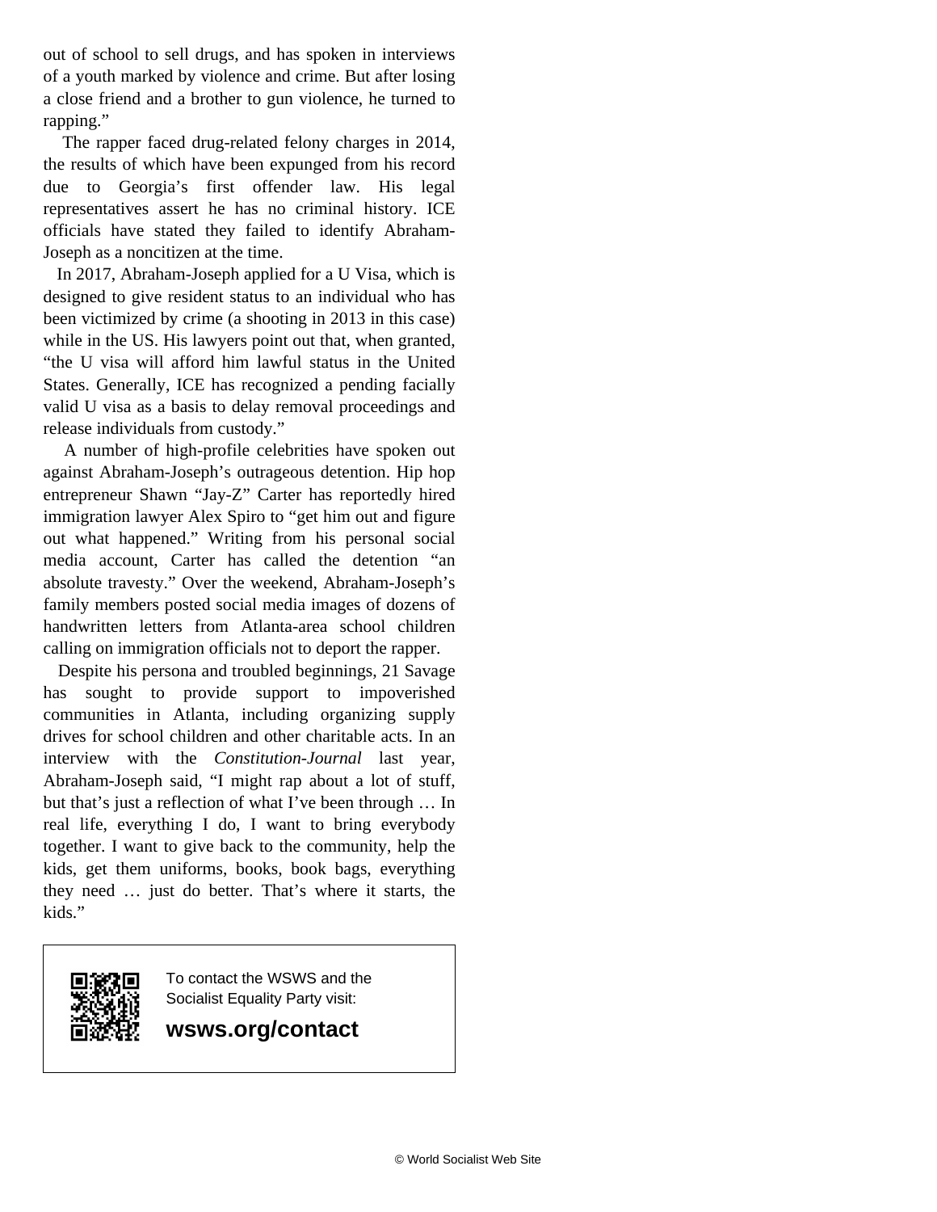out of school to sell drugs, and has spoken in interviews of a youth marked by violence and crime. But after losing a close friend and a brother to gun violence, he turned to rapping."

The rapper faced drug-related felony charges in 2014, the results of which have been expunged from his record due to Georgia's first offender law. His legal representatives assert he has no criminal history. ICE officials have stated they failed to identify Abraham-Joseph as a noncitizen at the time.

In 2017, Abraham-Joseph applied for a U Visa, which is designed to give resident status to an individual who has been victimized by crime (a shooting in 2013 in this case) while in the US. His lawyers point out that, when granted, "the U visa will afford him lawful status in the United States. Generally, ICE has recognized a pending facially valid U visa as a basis to delay removal proceedings and release individuals from custody."

A number of high-profile celebrities have spoken out against Abraham-Joseph's outrageous detention. Hip hop entrepreneur Shawn "Jay-Z" Carter has reportedly hired immigration lawyer Alex Spiro to "get him out and figure out what happened." Writing from his personal social media account, Carter has called the detention "an absolute travesty." Over the weekend, Abraham-Joseph's family members posted social media images of dozens of handwritten letters from Atlanta-area school children calling on immigration officials not to deport the rapper.

Despite his persona and troubled beginnings, 21 Savage has sought to provide support to impoverished communities in Atlanta, including organizing supply drives for school children and other charitable acts. In an interview with the *Constitution-Journal* last year, Abraham-Joseph said, "I might rap about a lot of stuff, but that's just a reflection of what I've been through … In real life, everything I do, I want to bring everybody together. I want to give back to the community, help the kids, get them uniforms, books, book bags, everything they need … just do better. That's where it starts, the kids."

To contact the WSWS and the Socialist Equality Party visit:

**wsws.org/contact**